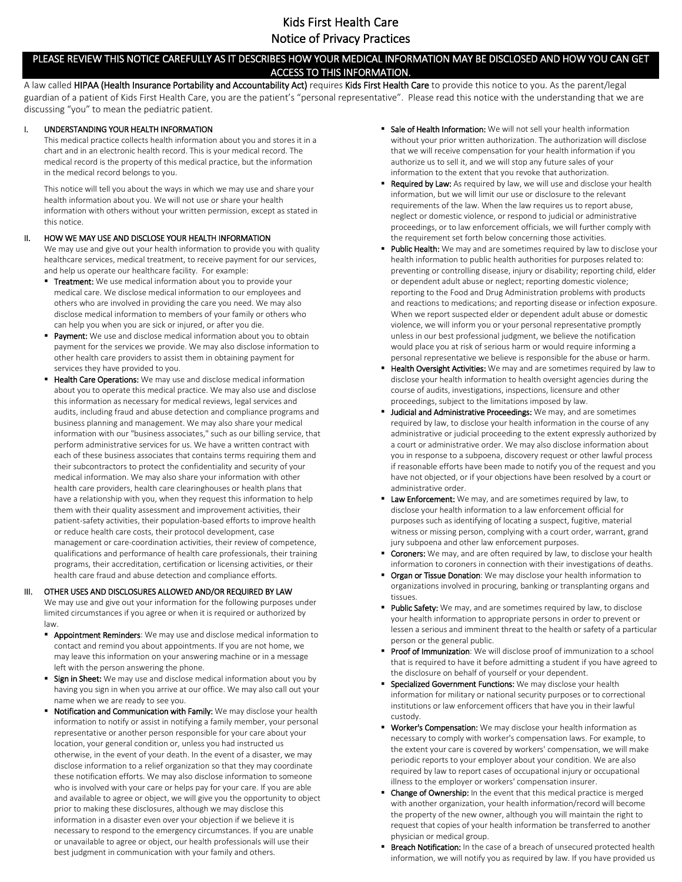# Kids First Health Care
# Notice of Privacy Practices

**PLEASE REVIEW THIS NOTICE CAREFULLY AS IT DESCRIBES HOW YOUR MEDICAL INFORMATION MAY BE DISCLOSED AND HOW YOU CAN GET ACCESS TO THIS INFORMATION.**

A law called **HIPAA (Health Insurance Portability and Accountability Act)** requires **Kids First Health Care** to provide this notice to you. As the parent/legal guardian of a patient of Kids First Health Care, you are the patient's "personal representative". Please read this notice with the understanding that we are discussing "you" to mean the pediatric patient.

## I. UNDERSTANDING YOUR HEALTH INFORMATION

This medical practice collects health information about you and stores it in a chart and in an electronic health record. This is your medical record. The medical record is the property of this medical practice, but the information in the medical record belongs to you.

This notice will tell you about the ways in which we may use and share your health information about you. We will not use or share your health information with others without your written permission, except as stated in this notice.

## II. HOW WE MAY USE AND DISCLOSE YOUR HEALTH INFORMATION

We may use and give out your health information to provide you with quality healthcare services, medical treatment, to receive payment for our services, and help us operate our healthcare facility. For example:

- **Treatment:** We use medical information about you to provide your medical care. We disclose medical information to our employees and others who are involved in providing the care you need. We may also disclose medical information to members of your family or others who can help you when you are sick or injured, or after you die.
- **Payment:** We use and disclose medical information about you to obtain payment for the services we provide. We may also disclose information to other health care providers to assist them in obtaining payment for services they have provided to you.
- **Health Care Operations:** We may use and disclose medical information about you to operate this medical practice. We may also use and disclose this information as necessary for medical reviews, legal services and audits, including fraud and abuse detection and compliance programs and business planning and management. We may also share your medical information with our "business associates," such as our billing service, that perform administrative services for us. We have a written contract with each of these business associates that contains terms requiring them and their subcontractors to protect the confidentiality and security of your medical information. We may also share your information with other health care providers, health care clearinghouses or health plans that have a relationship with you, when they request this information to help them with their quality assessment and improvement activities, their patient-safety activities, their population-based efforts to improve health or reduce health care costs, their protocol development, case management or care-coordination activities, their review of competence, qualifications and performance of health care professionals, their training programs, their accreditation, certification or licensing activities, or their health care fraud and abuse detection and compliance efforts.

## III. OTHER USES AND DISCLOSURES ALLOWED AND/OR REQUIRED BY LAW

We may use and give out your information for the following purposes under limited circumstances if you agree or when it is required or authorized by law.

- **Appointment Reminders**: We may use and disclose medical information to contact and remind you about appointments. If you are not home, we may leave this information on your answering machine or in a message left with the person answering the phone.
- **Sign in Sheet:** We may use and disclose medical information about you by having you sign in when you arrive at our office. We may also call out your name when we are ready to see you.
- **Notification and Communication with Family:** We may disclose your health information to notify or assist in notifying a family member, your personal representative or another person responsible for your care about your location, your general condition or, unless you had instructed us otherwise, in the event of your death. In the event of a disaster, we may disclose information to a relief organization so that they may coordinate these notification efforts. We may also disclose information to someone who is involved with your care or helps pay for your care. If you are able and available to agree or object, we will give you the opportunity to object prior to making these disclosures, although we may disclose this information in a disaster even over your objection if we believe it is necessary to respond to the emergency circumstances. If you are unable or unavailable to agree or object, our health professionals will use their best judgment in communication with your family and others.
- **Sale of Health Information:** We will not sell your health information without your prior written authorization. The authorization will disclose that we will receive compensation for your health information if you authorize us to sell it, and we will stop any future sales of your information to the extent that you revoke that authorization.
- **Required by Law:** As required by law, we will use and disclose your health information, but we will limit our use or disclosure to the relevant requirements of the law. When the law requires us to report abuse, neglect or domestic violence, or respond to judicial or administrative proceedings, or to law enforcement officials, we will further comply with the requirement set forth below concerning those activities.
- **Public Health:** We may and are sometimes required by law to disclose your health information to public health authorities for purposes related to: preventing or controlling disease, injury or disability; reporting child, elder or dependent adult abuse or neglect; reporting domestic violence; reporting to the Food and Drug Administration problems with products and reactions to medications; and reporting disease or infection exposure. When we report suspected elder or dependent adult abuse or domestic violence, we will inform you or your personal representative promptly unless in our best professional judgment, we believe the notification would place you at risk of serious harm or would require informing a personal representative we believe is responsible for the abuse or harm.
- **Health Oversight Activities:** We may and are sometimes required by law to disclose your health information to health oversight agencies during the course of audits, investigations, inspections, licensure and other proceedings, subject to the limitations imposed by law.
- **Judicial and Administrative Proceedings:** We may, and are sometimes required by law, to disclose your health information in the course of any administrative or judicial proceeding to the extent expressly authorized by a court or administrative order. We may also disclose information about you in response to a subpoena, discovery request or other lawful process if reasonable efforts have been made to notify you of the request and you have not objected, or if your objections have been resolved by a court or administrative order.
- **Law Enforcement:** We may, and are sometimes required by law, to disclose your health information to a law enforcement official for purposes such as identifying of locating a suspect, fugitive, material witness or missing person, complying with a court order, warrant, grand jury subpoena and other law enforcement purposes.
- **Coroners:** We may, and are often required by law, to disclose your health information to coroners in connection with their investigations of deaths.
- **Organ or Tissue Donation**: We may disclose your health information to organizations involved in procuring, banking or transplanting organs and tissues.
- **Public Safety:** We may, and are sometimes required by law, to disclose your health information to appropriate persons in order to prevent or lessen a serious and imminent threat to the health or safety of a particular person or the general public.
- **Proof of Immunization**: We will disclose proof of immunization to a school that is required to have it before admitting a student if you have agreed to the disclosure on behalf of yourself or your dependent.
- **Specialized Government Functions:** We may disclose your health information for military or national security purposes or to correctional institutions or law enforcement officers that have you in their lawful custody.
- **Worker's Compensation:** We may disclose your health information as necessary to comply with worker's compensation laws. For example, to the extent your care is covered by workers' compensation, we will make periodic reports to your employer about your condition. We are also required by law to report cases of occupational injury or occupational illness to the employer or workers' compensation insurer.
- **Change of Ownership:** In the event that this medical practice is merged with another organization, your health information/record will become the property of the new owner, although you will maintain the right to request that copies of your health information be transferred to another physician or medical group.
- **Breach Notification:** In the case of a breach of unsecured protected health information, we will notify you as required by law. If you have provided us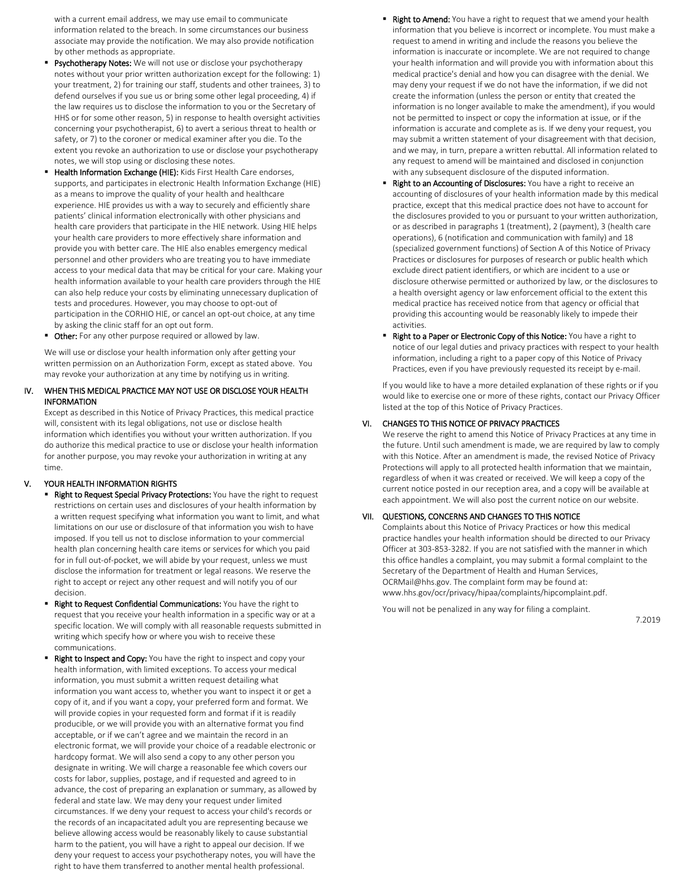with a current email address, we may use email to communicate information related to the breach. In some circumstances our business associate may provide the notification. We may also provide notification by other methods as appropriate.

- **Psychotherapy Notes:** We will not use or disclose your psychotherapy notes without your prior written authorization except for the following: 1) your treatment, 2) for training our staff, students and other trainees, 3) to defend ourselves if you sue us or bring some other legal proceeding, 4) if the law requires us to disclose the information to you or the Secretary of HHS or for some other reason, 5) in response to health oversight activities concerning your psychotherapist, 6) to avert a serious threat to health or safety, or 7) to the coroner or medical examiner after you die. To the extent you revoke an authorization to use or disclose your psychotherapy notes, we will stop using or disclosing these notes.
- **Health Information Exchange (HIE):** Kids First Health Care endorses, supports, and participates in electronic Health Information Exchange (HIE) as a means to improve the quality of your health and healthcare experience. HIE provides us with a way to securely and efficiently share patients' clinical information electronically with other physicians and health care providers that participate in the HIE network. Using HIE helps your health care providers to more effectively share information and provide you with better care. The HIE also enables emergency medical personnel and other providers who are treating you to have immediate access to your medical data that may be critical for your care. Making your health information available to your health care providers through the HIE can also help reduce your costs by eliminating unnecessary duplication of tests and procedures. However, you may choose to opt-out of participation in the CORHIO HIE, or cancel an opt-out choice, at any time by asking the clinic staff for an opt out form.
- **Other:** For any other purpose required or allowed by law.

We will use or disclose your health information only after getting your written permission on an Authorization Form, except as stated above. You may revoke your authorization at any time by notifying us in writing.

## IV. WHEN THIS MEDICAL PRACTICE MAY NOT USE OR DISCLOSE YOUR HEALTH INFORMATION

Except as described in this Notice of Privacy Practices, this medical practice will, consistent with its legal obligations, not use or disclose health information which identifies you without your written authorization. If you do authorize this medical practice to use or disclose your health information for another purpose, you may revoke your authorization in writing at any time.

## V. YOUR HEALTH INFORMATION RIGHTS

- **Right to Request Special Privacy Protections:** You have the right to request restrictions on certain uses and disclosures of your health information by a written request specifying what information you want to limit, and what limitations on our use or disclosure of that information you wish to have imposed. If you tell us not to disclose information to your commercial health plan concerning health care items or services for which you paid for in full out-of-pocket, we will abide by your request, unless we must disclose the information for treatment or legal reasons. We reserve the right to accept or reject any other request and will notify you of our decision.
- **Right to Request Confidential Communications:** You have the right to request that you receive your health information in a specific way or at a specific location. We will comply with all reasonable requests submitted in writing which specify how or where you wish to receive these communications.
- **Right to Inspect and Copy:** You have the right to inspect and copy your health information, with limited exceptions. To access your medical information, you must submit a written request detailing what information you want access to, whether you want to inspect it or get a copy of it, and if you want a copy, your preferred form and format. We will provide copies in your requested form and format if it is readily producible, or we will provide you with an alternative format you find acceptable, or if we can't agree and we maintain the record in an electronic format, we will provide your choice of a readable electronic or hardcopy format. We will also send a copy to any other person you designate in writing. We will charge a reasonable fee which covers our costs for labor, supplies, postage, and if requested and agreed to in advance, the cost of preparing an explanation or summary, as allowed by federal and state law. We may deny your request under limited circumstances. If we deny your request to access your child's records or the records of an incapacitated adult you are representing because we believe allowing access would be reasonably likely to cause substantial harm to the patient, you will have a right to appeal our decision. If we deny your request to access your psychotherapy notes, you will have the right to have them transferred to another mental health professional.
- **Right to Amend:** You have a right to request that we amend your health information that you believe is incorrect or incomplete. You must make a request to amend in writing and include the reasons you believe the information is inaccurate or incomplete. We are not required to change your health information and will provide you with information about this medical practice's denial and how you can disagree with the denial. We may deny your request if we do not have the information, if we did not create the information (unless the person or entity that created the information is no longer available to make the amendment), if you would not be permitted to inspect or copy the information at issue, or if the information is accurate and complete as is. If we deny your request, you may submit a written statement of your disagreement with that decision, and we may, in turn, prepare a written rebuttal. All information related to any request to amend will be maintained and disclosed in conjunction with any subsequent disclosure of the disputed information.
- **Right to an Accounting of Disclosures:** You have a right to receive an accounting of disclosures of your health information made by this medical practice, except that this medical practice does not have to account for the disclosures provided to you or pursuant to your written authorization, or as described in paragraphs 1 (treatment), 2 (payment), 3 (health care operations), 6 (notification and communication with family) and 18 (specialized government functions) of Section A of this Notice of Privacy Practices or disclosures for purposes of research or public health which exclude direct patient identifiers, or which are incident to a use or disclosure otherwise permitted or authorized by law, or the disclosures to a health oversight agency or law enforcement official to the extent this medical practice has received notice from that agency or official that providing this accounting would be reasonably likely to impede their activities.
- **Right to a Paper or Electronic Copy of this Notice:** You have a right to notice of our legal duties and privacy practices with respect to your health information, including a right to a paper copy of this Notice of Privacy Practices, even if you have previously requested its receipt by e-mail.

If you would like to have a more detailed explanation of these rights or if you would like to exercise one or more of these rights, contact our Privacy Officer listed at the top of this Notice of Privacy Practices.

## VI. CHANGES TO THIS NOTICE OF PRIVACY PRACTICES

We reserve the right to amend this Notice of Privacy Practices at any time in the future. Until such amendment is made, we are required by law to comply with this Notice. After an amendment is made, the revised Notice of Privacy Protections will apply to all protected health information that we maintain, regardless of when it was created or received. We will keep a copy of the current notice posted in our reception area, and a copy will be available at each appointment. We will also post the current notice on our website.

## VII. QUESTIONS, CONCERNS AND CHANGES TO THIS NOTICE

Complaints about this Notice of Privacy Practices or how this medical practice handles your health information should be directed to our Privacy Officer at 303-853-3282. If you are not satisfied with the manner in which this office handles a complaint, you may submit a formal complaint to the Secretary of the Department of Health and Human Services, OCRMail@hhs.gov. The complaint form may be found at: www.hhs.gov/ocr/privacy/hipaa/complaints/hipcomplaint.pdf.

You will not be penalized in any way for filing a complaint.

7.2019